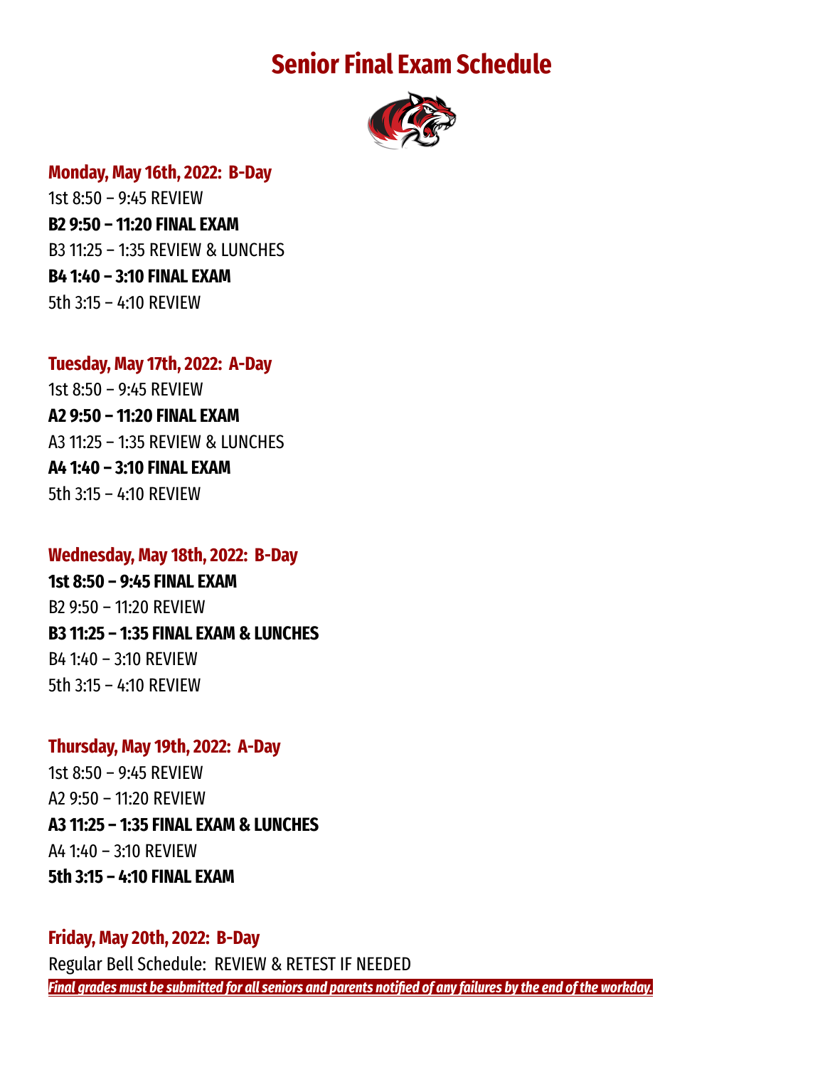# Senior Final Exam Schedule

## Monday, May 16th, 2022: B-Day

1st 8:50 – 9:45 REVIEW

**B2 9:50 – 11:20 FINAL EXAM**

B3 11:25 – 1:35 REVIEW & LUNCHES

**B4 1:40 – 3:10 FINAL EXAM**

5th 3:15 – 4:10 REVIEW

## Tuesday, May 17th, 2022: A-Day

1st 8:50 – 9:45 REVIEW

**A2 9:50 – 11:20 FINAL EXAM**

A3 11:25 – 1:35 REVIEW & LUNCHES

**A4 1:40 – 3:10 FINAL EXAM**

5th 3:15 – 4:10 REVIEW

## Wednesday, May 18th, 2022: B-Day

**1st 8:50 – 9:45 FINAL EXAM**

B2 9:50 – 11:20 REVIEW

**B3 11:25 – 1:35 FINAL EXAM & LUNCHES**

B4 1:40 – 3:10 REVIEW

5th 3:15 – 4:10 REVIEW

## Thursday, May 19th, 2022: A-Day

1st 8:50 – 9:45 REVIEW

A2 9:50 – 11:20 REVIEW

**A3 11:25 – 1:35 FINAL EXAM & LUNCHES**

A4 1:40 – 3:10 REVIEW

**5th 3:15 – 4:10 FINAL EXAM**

## Friday, May 20th, 2022: B-Day

Regular Bell Schedule: REVIEW & RETEST IF NEEDED

***Final grades must be submitted for all seniors and parents notified of any failures by the end of the workday.***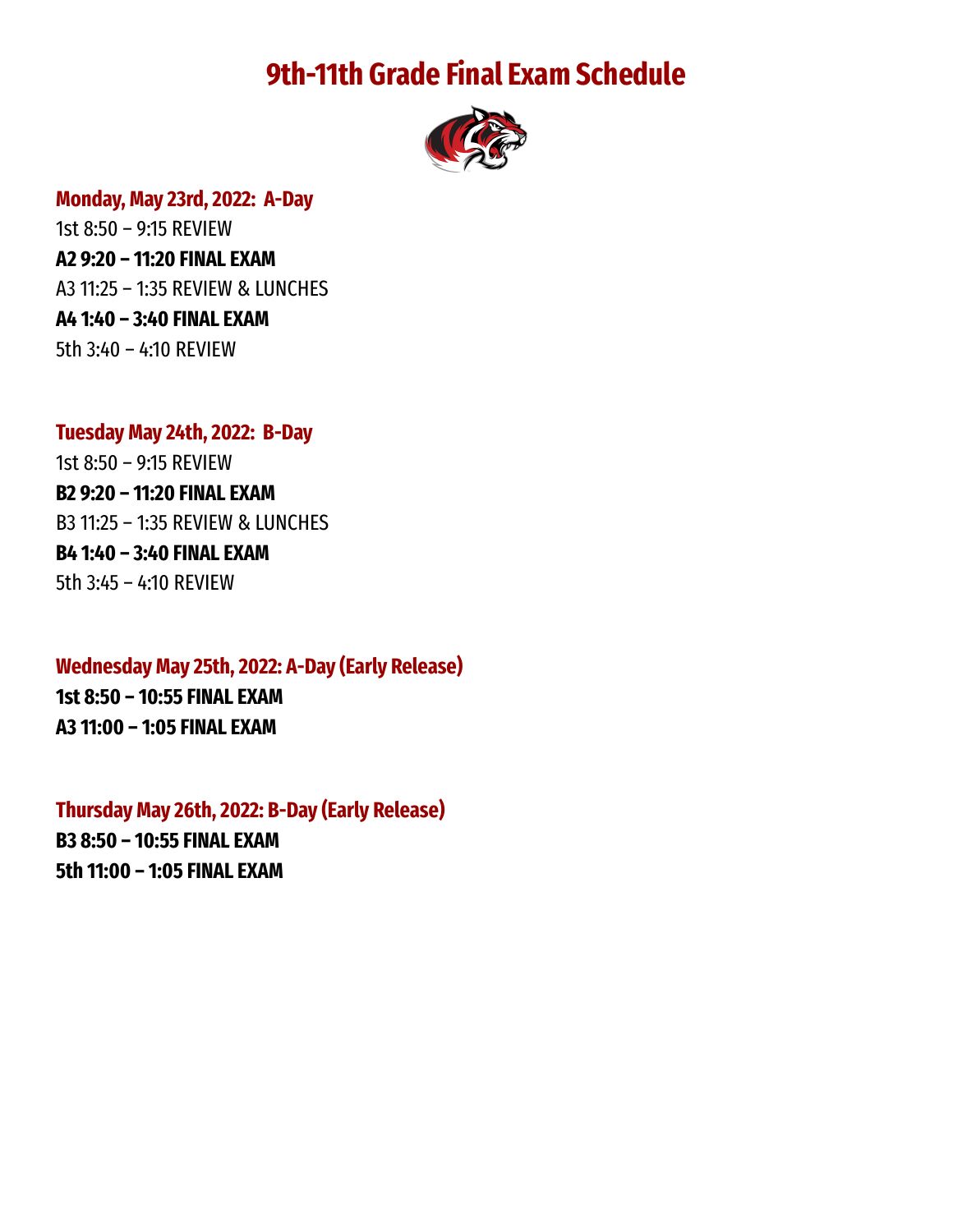# 9th-11th Grade Final Exam Schedule

## Monday, May 23rd, 2022: A-Day

1st 8:50 – 9:15 REVIEW

**A2 9:20 – 11:20 FINAL EXAM**

A3 11:25 – 1:35 REVIEW & LUNCHES

**A4 1:40 – 3:40 FINAL EXAM**

5th 3:40 – 4:10 REVIEW

## Tuesday May 24th, 2022: B-Day

1st 8:50 – 9:15 REVIEW

**B2 9:20 – 11:20 FINAL EXAM**

B3 11:25 – 1:35 REVIEW & LUNCHES

**B4 1:40 – 3:40 FINAL EXAM**

5th 3:45 – 4:10 REVIEW

## Wednesday May 25th, 2022: A-Day (Early Release)

**1st 8:50 – 10:55 FINAL EXAM**

**A3 11:00 – 1:05 FINAL EXAM**

## Thursday May 26th, 2022: B-Day (Early Release)

**B3 8:50 – 10:55 FINAL EXAM**

**5th 11:00 – 1:05 FINAL EXAM**